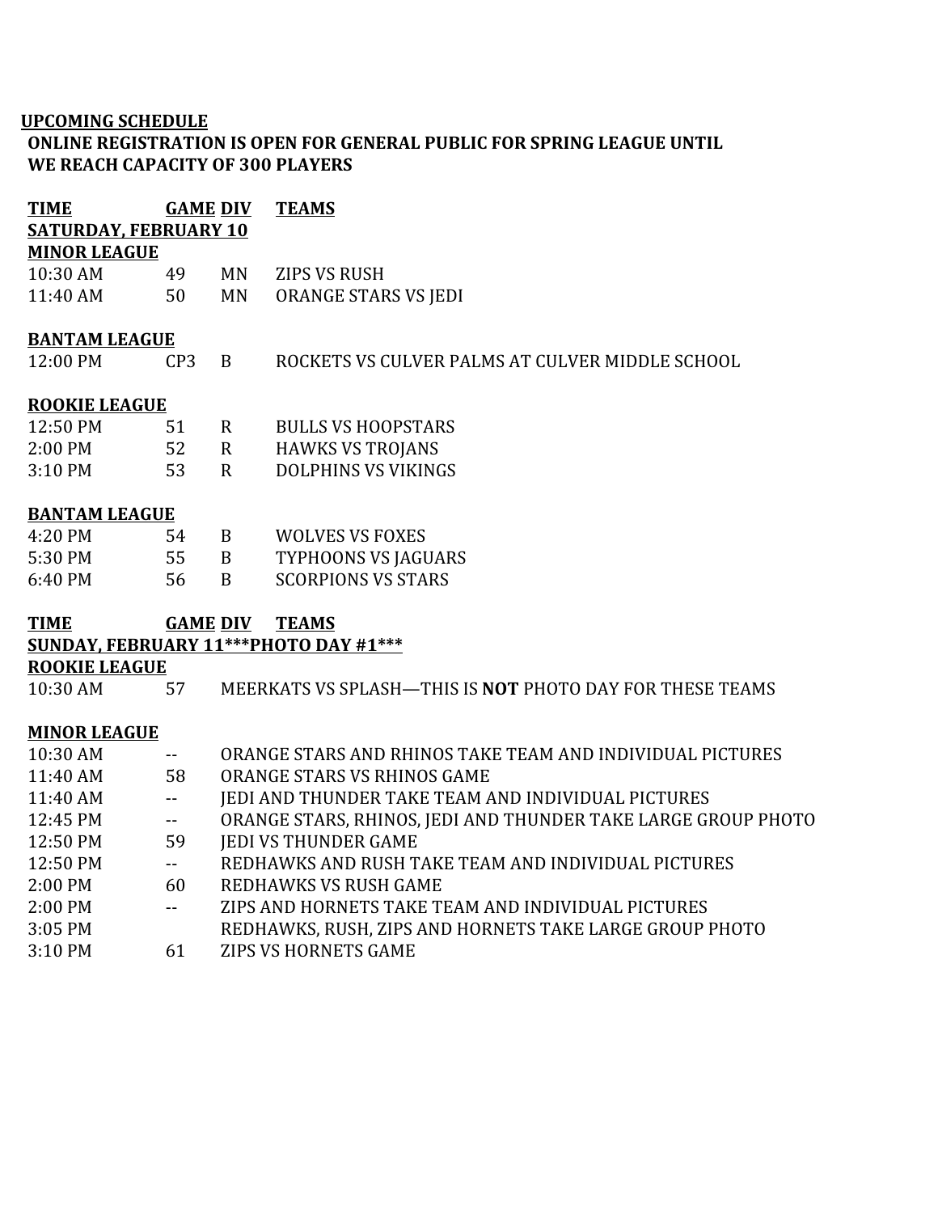**UPCOMING SCHEDULE**

**ONLINE REGISTRATION IS OPEN FOR GENERAL PUBLIC FOR SPRING LEAGUE UNTIL WE REACH CAPACITY OF 300 PLAYERS**

| TIME | GAME | DIV | TEAMS |
|---|---|---|---|
| **SATURDAY, FEBRUARY 10** | | | |
| **MINOR LEAGUE** | | | |
| 10:30 AM | 49 | MN | ZIPS VS RUSH |
| 11:40 AM | 50 | MN | ORANGE STARS VS JEDI |
| **BANTAM LEAGUE** | | | |
| 12:00 PM | CP3 | B | ROCKETS VS CULVER PALMS AT CULVER MIDDLE SCHOOL |
| **ROOKIE LEAGUE** | | | |
| 12:50 PM | 51 | R | BULLS VS HOOPSTARS |
| 2:00 PM | 52 | R | HAWKS VS TROJANS |
| 3:10 PM | 53 | R | DOLPHINS VS VIKINGS |
| **BANTAM LEAGUE** | | | |
| 4:20 PM | 54 | B | WOLVES VS FOXES |
| 5:30 PM | 55 | B | TYPHOONS VS JAGUARS |
| 6:40 PM | 56 | B | SCORPIONS VS STARS |

| TIME | GAME | DIV | TEAMS |
|---|---|---|---|
| **SUNDAY, FEBRUARY 11***PHOTO DAY #1*** | | | |
| **ROOKIE LEAGUE** | | | |
| 10:30 AM | 57 | | MEERKATS VS SPLASH—THIS IS **NOT** PHOTO DAY FOR THESE TEAMS |
| **MINOR LEAGUE** | | | |
| 10:30 AM | -- | | ORANGE STARS AND RHINOS TAKE TEAM AND INDIVIDUAL PICTURES |
| 11:40 AM | 58 | | ORANGE STARS VS RHINOS GAME |
| 11:40 AM | -- | | JEDI AND THUNDER TAKE TEAM AND INDIVIDUAL PICTURES |
| 12:45 PM | -- | | ORANGE STARS, RHINOS, JEDI AND THUNDER TAKE LARGE GROUP PHOTO |
| 12:50 PM | 59 | | JEDI VS THUNDER GAME |
| 12:50 PM | -- | | REDHAWKS AND RUSH TAKE TEAM AND INDIVIDUAL PICTURES |
| 2:00 PM | 60 | | REDHAWKS VS RUSH GAME |
| 2:00 PM | -- | | ZIPS AND HORNETS TAKE TEAM AND INDIVIDUAL PICTURES |
| 3:05 PM | | | REDHAWKS, RUSH, ZIPS AND HORNETS TAKE LARGE GROUP PHOTO |
| 3:10 PM | 61 | | ZIPS VS HORNETS GAME |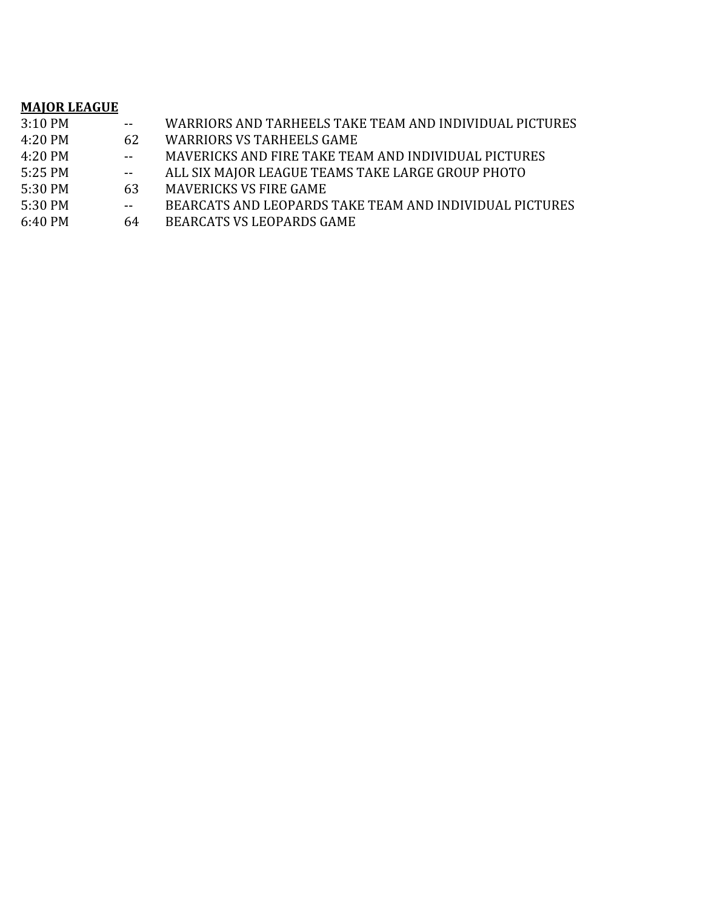**MAJOR LEAGUE**

| | | |
|---|---|---|
| 3:10 PM | -- | WARRIORS AND TARHEELS TAKE TEAM AND INDIVIDUAL PICTURES |
| 4:20 PM | 62 | WARRIORS VS TARHEELS GAME |
| 4:20 PM | -- | MAVERICKS AND FIRE TAKE TEAM AND INDIVIDUAL PICTURES |
| 5:25 PM | -- | ALL SIX MAJOR LEAGUE TEAMS TAKE LARGE GROUP PHOTO |
| 5:30 PM | 63 | MAVERICKS VS FIRE GAME |
| 5:30 PM | -- | BEARCATS AND LEOPARDS TAKE TEAM AND INDIVIDUAL PICTURES |
| 6:40 PM | 64 | BEARCATS VS LEOPARDS GAME |